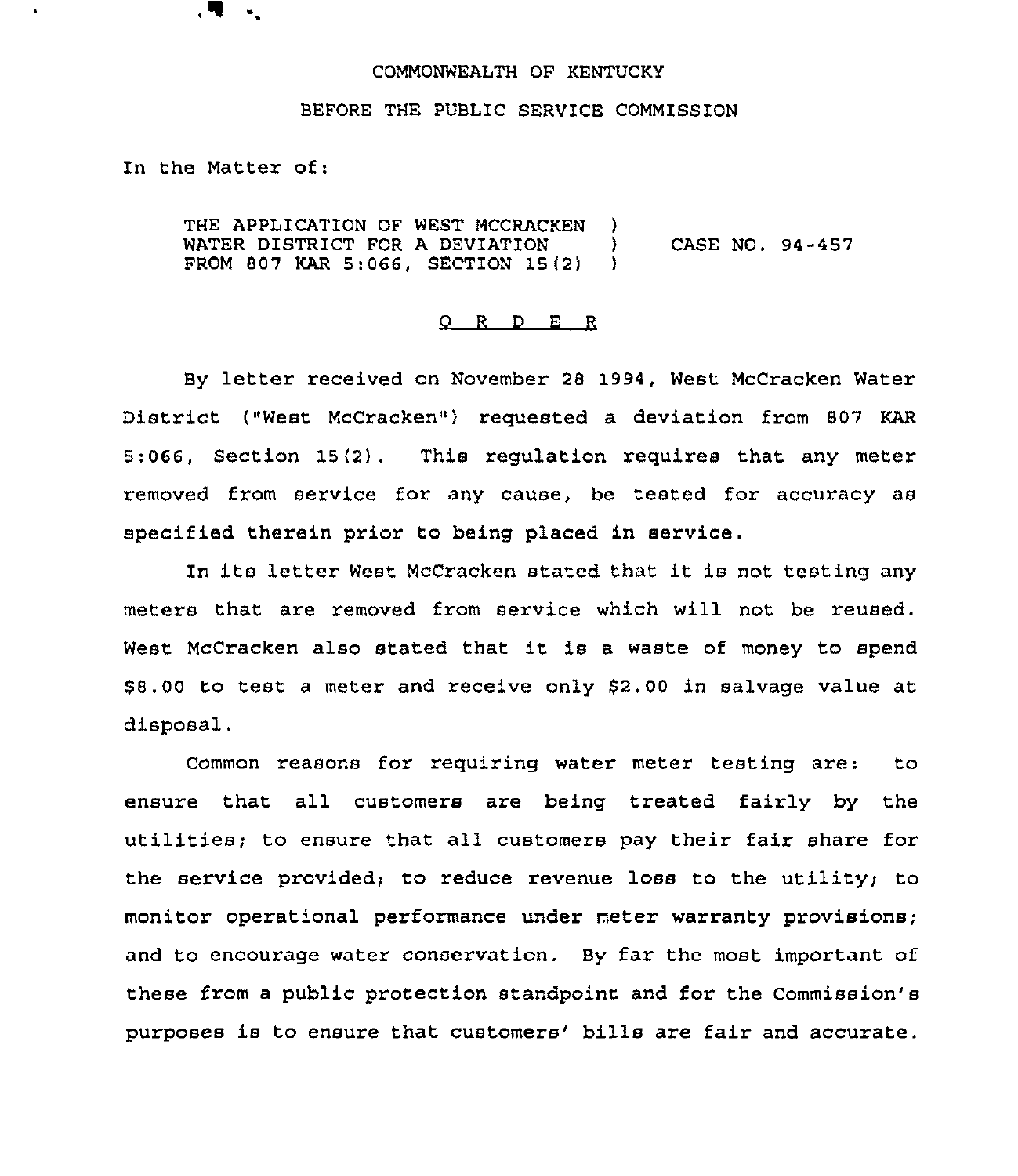COMMONWEALTH OF KENTUCKY

BEFORE THE PUBLIC SERVICE COMMISSION

In the Matter of:

THE APPLICATION OF WEST MCCRACKEN WATER DISTRICT FOR A DEVIATION FROM 807 KAR 5:066, SECTION 15(2) ) CASE NO. 94-457

## O R D E R

By letter received on November 28 1994, West McCracken Water District ("West McCracken") requested a deviation from 807 KAR 5:066, Section 15(2). This regulation requires that any meter removed from service for any cause, be tested for accuracy as specified therein prior to being placed in service.

In its letter West McCracken stated that it is not testing any meters that are removed from service which will not be reused. West McCracken also stated that it is a waste of money to spend $8.00 to test a meter and receive only $2.00 in salvage value at disposal.

Common reasons for requiring water meter testing are: to ensure that all customers are being treated fairly by the utilities; to ensure that all customers pay their fair share for the service provided; to reduce revenue loss to the utility; to monitor operational performance under meter warranty provisions; and to encourage water conservation. By far the most important of these from a public protection standpoint and for the Commission's purposes is to ensure that customers' bills are fair and accurate.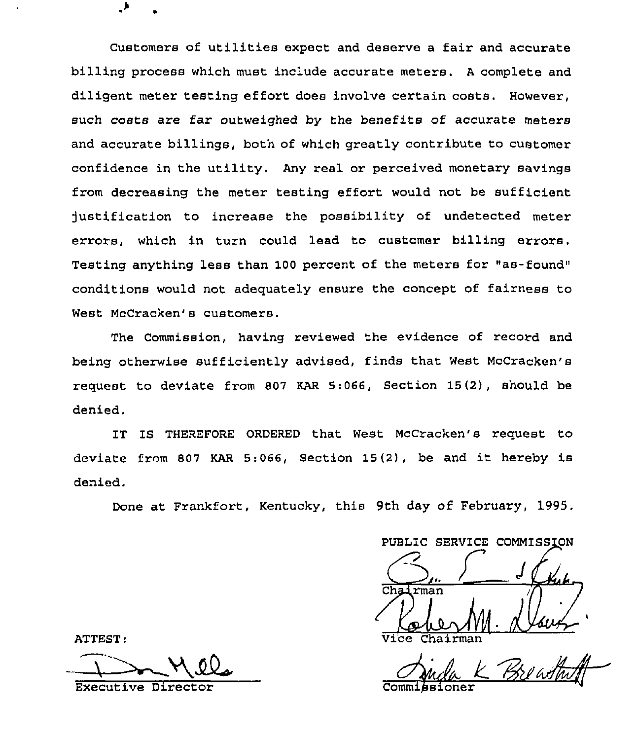Customers of utilities expect and deserve a fair and accurate billing process which must include accurate meters. A complete and diligent meter testing effort does involve certain costs. However, such costs are far outweighed by the benefits of accurate meters and accurate billings, both of which greatly contribute to customer confidence in the utility. Any real or perceived monetary savings from decreasing the meter testing effort would not be sufficient justification to increase the possibility of undetected meter errors, which in turn could lead to customer billing errors. Testing anything less than 100 percent of the meters for "as-found" conditions would not adequately ensure the concept of fairness to West McCracken's customers.

The Commission, having reviewed the evidence of record and being otherwise sufficiently advised, finds that West McCracken's request to deviate from 807 KAR 5:066, Section 15(2), should be denied.

IT IS THEREFORE ORDERED that West McCracken's request to deviate from 807 KAR 5:066, Section 15(2), be and it hereby is denied.

Done at Frankfort, Kentucky, this 9th day of February, 1995.

PUBLIC SERVICE COMMISSION

Chairman

Vice Chairman

Commissioner

ATTEST:

Executive Director